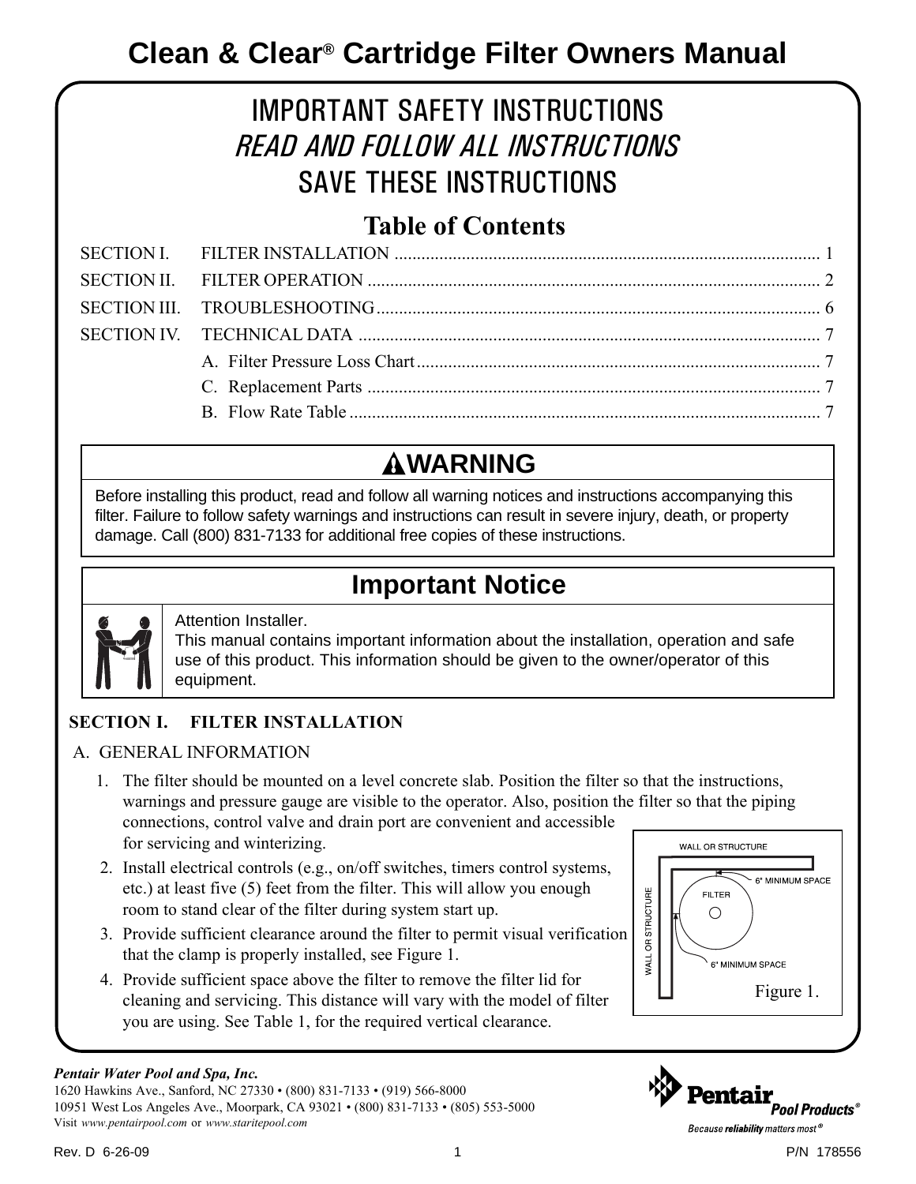# Clean & Clear® Cartridge Filter Owners Manual

## IMPORTANT SAFETY INSTRUCTIONS
## *READ AND FOLLOW ALL INSTRUCTIONS*
## SAVE THESE INSTRUCTIONS

## Table of Contents

| | | |
|---|---|---|
| SECTION I. | FILTER INSTALLATION | 1 |
| SECTION II. | FILTER OPERATION | 2 |
| SECTION III. | TROUBLESHOOTING | 6 |
| SECTION IV. | TECHNICAL DATA | 7 |
| | A. Filter Pressure Loss Chart | 7 |
| | C. Replacement Parts | 7 |
| | B. Flow Rate Table | 7 |

### ⚠WARNING

Before installing this product, read and follow all warning notices and instructions accompanying this filter. Failure to follow safety warnings and instructions can result in severe injury, death, or property damage. Call (800) 831-7133 for additional free copies of these instructions.

### Important Notice

Attention Installer.
This manual contains important information about the installation, operation and safe use of this product. This information should be given to the owner/operator of this equipment.

## SECTION I. FILTER INSTALLATION

A. GENERAL INFORMATION

1. The filter should be mounted on a level concrete slab. Position the filter so that the instructions, warnings and pressure gauge are visible to the operator. Also, position the filter so that the piping connections, control valve and drain port are convenient and accessible for servicing and winterizing.
2. Install electrical controls (e.g., on/off switches, timers control systems, etc.) at least five (5) feet from the filter. This will allow you enough room to stand clear of the filter during system start up.
3. Provide sufficient clearance around the filter to permit visual verification that the clamp is properly installed, see Figure 1.
4. Provide sufficient space above the filter to remove the filter lid for cleaning and servicing. This distance will vary with the model of filter you are using. See Table 1, for the required vertical clearance.

WALL OR STRUCTURE
6" MINIMUM SPACE
FILTER
WALL OR STRUCTURE
6" MINIMUM SPACE

Figure 1.

*Pentair Water Pool and Spa, Inc.*
1620 Hawkins Ave., Sanford, NC 27330 • (800) 831-7133 • (919) 566-8000
10951 West Los Angeles Ave., Moorpark, CA 93021 • (800) 831-7133 • (805) 553-5000
Visit *www.pentairpool.com* or *www.staritepool.com*

Rev. D 6-26-09 P/N 178556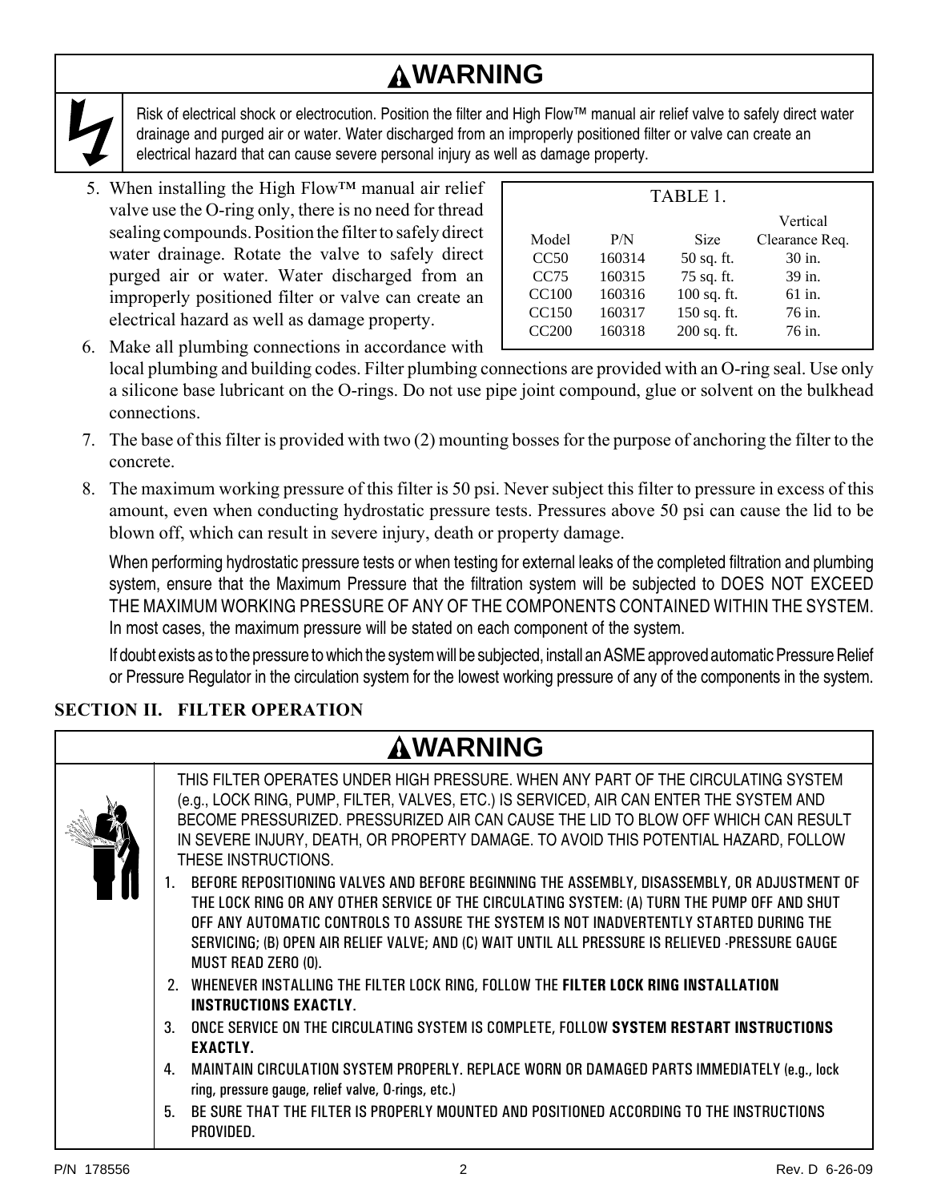## ⚠WARNING

Risk of electrical shock or electrocution. Position the filter and High Flow™ manual air relief valve to safely direct water drainage and purged air or water. Water discharged from an improperly positioned filter or valve can create an electrical hazard that can cause severe personal injury as well as damage property.

5. When installing the High Flow™ manual air relief valve use the O-ring only, there is no need for thread sealing compounds. Position the filter to safely direct water drainage. Rotate the valve to safely direct purged air or water. Water discharged from an improperly positioned filter or valve can create an electrical hazard as well as damage property.

TABLE 1.

| Model | P/N | Size | Vertical Clearance Req. |
|---|---|---|---|
| CC50 | 160314 | 50 sq. ft. | 30 in. |
| CC75 | 160315 | 75 sq. ft. | 39 in. |
| CC100 | 160316 | 100 sq. ft. | 61 in. |
| CC150 | 160317 | 150 sq. ft. | 76 in. |
| CC200 | 160318 | 200 sq. ft. | 76 in. |

6. Make all plumbing connections in accordance with local plumbing and building codes. Filter plumbing connections are provided with an O-ring seal. Use only a silicone base lubricant on the O-rings. Do not use pipe joint compound, glue or solvent on the bulkhead connections.
7. The base of this filter is provided with two (2) mounting bosses for the purpose of anchoring the filter to the concrete.
8. The maximum working pressure of this filter is 50 psi. Never subject this filter to pressure in excess of this amount, even when conducting hydrostatic pressure tests. Pressures above 50 psi can cause the lid to be blown off, which can result in severe injury, death or property damage.

   When performing hydrostatic pressure tests or when testing for external leaks of the completed filtration and plumbing system, ensure that the Maximum Pressure that the filtration system will be subjected to DOES NOT EXCEED THE MAXIMUM WORKING PRESSURE OF ANY OF THE COMPONENTS CONTAINED WITHIN THE SYSTEM. In most cases, the maximum pressure will be stated on each component of the system.

   If doubt exists as to the pressure to which the system will be subjected, install an ASME approved automatic Pressure Relief or Pressure Regulator in the circulation system for the lowest working pressure of any of the components in the system.

## SECTION II. FILTER OPERATION

## ⚠WARNING

THIS FILTER OPERATES UNDER HIGH PRESSURE. WHEN ANY PART OF THE CIRCULATING SYSTEM (e.g., LOCK RING, PUMP, FILTER, VALVES, ETC.) IS SERVICED, AIR CAN ENTER THE SYSTEM AND BECOME PRESSURIZED. PRESSURIZED AIR CAN CAUSE THE LID TO BLOW OFF WHICH CAN RESULT IN SEVERE INJURY, DEATH, OR PROPERTY DAMAGE. TO AVOID THIS POTENTIAL HAZARD, FOLLOW THESE INSTRUCTIONS.

1. BEFORE REPOSITIONING VALVES AND BEFORE BEGINNING THE ASSEMBLY, DISASSEMBLY, OR ADJUSTMENT OF THE LOCK RING OR ANY OTHER SERVICE OF THE CIRCULATING SYSTEM: (A) TURN THE PUMP OFF AND SHUT OFF ANY AUTOMATIC CONTROLS TO ASSURE THE SYSTEM IS NOT INADVERTENTLY STARTED DURING THE SERVICING; (B) OPEN AIR RELIEF VALVE; AND (C) WAIT UNTIL ALL PRESSURE IS RELIEVED -PRESSURE GAUGE MUST READ ZERO (0).
2. WHENEVER INSTALLING THE FILTER LOCK RING, FOLLOW THE **FILTER LOCK RING INSTALLATION INSTRUCTIONS EXACTLY**.
3. ONCE SERVICE ON THE CIRCULATING SYSTEM IS COMPLETE, FOLLOW **SYSTEM RESTART INSTRUCTIONS EXACTLY.**
4. MAINTAIN CIRCULATION SYSTEM PROPERLY. REPLACE WORN OR DAMAGED PARTS IMMEDIATELY (e.g., lock ring, pressure gauge, relief valve, O-rings, etc.)
5. BE SURE THAT THE FILTER IS PROPERLY MOUNTED AND POSITIONED ACCORDING TO THE INSTRUCTIONS PROVIDED.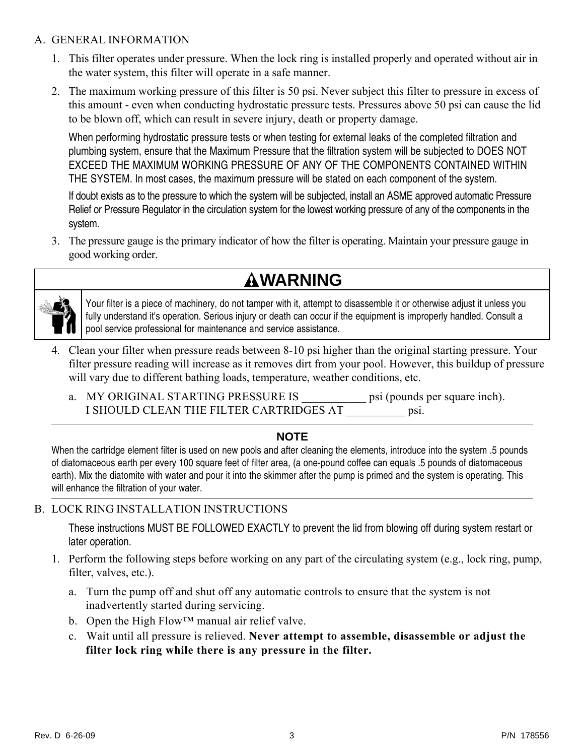## A. GENERAL INFORMATION

1. This filter operates under pressure. When the lock ring is installed properly and operated without air in the water system, this filter will operate in a safe manner.

2. The maximum working pressure of this filter is 50 psi. Never subject this filter to pressure in excess of this amount - even when conducting hydrostatic pressure tests. Pressures above 50 psi can cause the lid to be blown off, which can result in severe injury, death or property damage.

   When performing hydrostatic pressure tests or when testing for external leaks of the completed filtration and plumbing system, ensure that the Maximum Pressure that the filtration system will be subjected to DOES NOT EXCEED THE MAXIMUM WORKING PRESSURE OF ANY OF THE COMPONENTS CONTAINED WITHIN THE SYSTEM. In most cases, the maximum pressure will be stated on each component of the system.

   If doubt exists as to the pressure to which the system will be subjected, install an ASME approved automatic Pressure Relief or Pressure Regulator in the circulation system for the lowest working pressure of any of the components in the system.

3. The pressure gauge is the primary indicator of how the filter is operating. Maintain your pressure gauge in good working order.

**⚠WARNING**

Your filter is a piece of machinery, do not tamper with it, attempt to disassemble it or otherwise adjust it unless you fully understand it's operation. Serious injury or death can occur if the equipment is improperly handled. Consult a pool service professional for maintenance and service assistance.

4. Clean your filter when pressure reads between 8-10 psi higher than the original starting pressure. Your filter pressure reading will increase as it removes dirt from your pool. However, this buildup of pressure will vary due to different bathing loads, temperature, weather conditions, etc.

   a. MY ORIGINAL STARTING PRESSURE IS ___________ psi (pounds per square inch).
      I SHOULD CLEAN THE FILTER CARTRIDGES AT __________ psi.

---

**NOTE**

When the cartridge element filter is used on new pools and after cleaning the elements, introduce into the system .5 pounds of diatomaceous earth per every 100 square feet of filter area, (a one-pound coffee can equals .5 pounds of diatomaceous earth). Mix the diatomite with water and pour it into the skimmer after the pump is primed and the system is operating. This will enhance the filtration of your water.

---

## B. LOCK RING INSTALLATION INSTRUCTIONS

These instructions MUST BE FOLLOWED EXACTLY to prevent the lid from blowing off during system restart or later operation.

1. Perform the following steps before working on any part of the circulating system (e.g., lock ring, pump, filter, valves, etc.).

   a. Turn the pump off and shut off any automatic controls to ensure that the system is not inadvertently started during servicing.

   b. Open the High Flow™ manual air relief valve.

   c. Wait until all pressure is relieved. **Never attempt to assemble, disassemble or adjust the filter lock ring while there is any pressure in the filter.**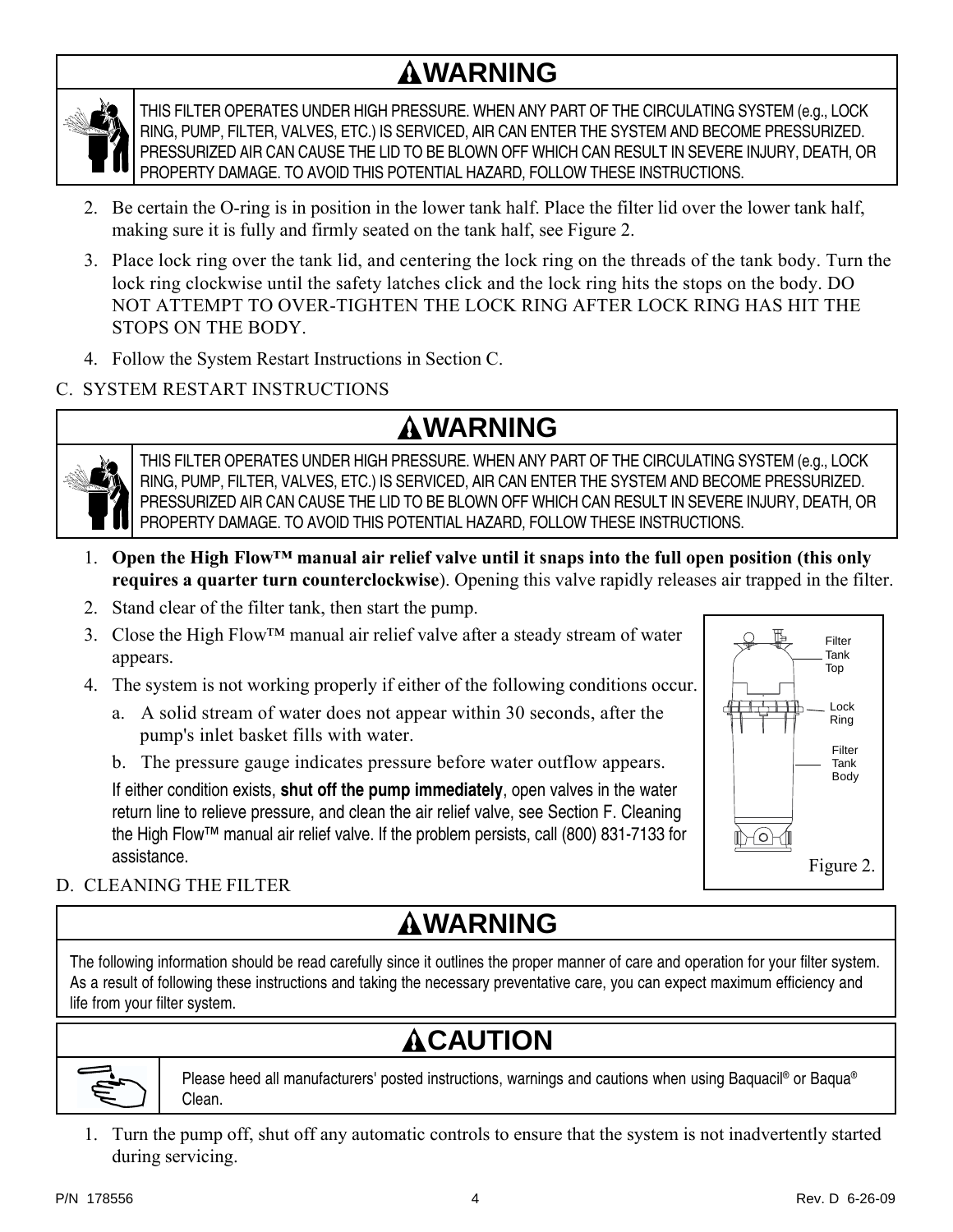## ⚠WARNING

THIS FILTER OPERATES UNDER HIGH PRESSURE. WHEN ANY PART OF THE CIRCULATING SYSTEM (e.g., LOCK RING, PUMP, FILTER, VALVES, ETC.) IS SERVICED, AIR CAN ENTER THE SYSTEM AND BECOME PRESSURIZED. PRESSURIZED AIR CAN CAUSE THE LID TO BE BLOWN OFF WHICH CAN RESULT IN SEVERE INJURY, DEATH, OR PROPERTY DAMAGE. TO AVOID THIS POTENTIAL HAZARD, FOLLOW THESE INSTRUCTIONS.

2. Be certain the O-ring is in position in the lower tank half. Place the filter lid over the lower tank half, making sure it is fully and firmly seated on the tank half, see Figure 2.
3. Place lock ring over the tank lid, and centering the lock ring on the threads of the tank body. Turn the lock ring clockwise until the safety latches click and the lock ring hits the stops on the body. DO NOT ATTEMPT TO OVER-TIGHTEN THE LOCK RING AFTER LOCK RING HAS HIT THE STOPS ON THE BODY.
4. Follow the System Restart Instructions in Section C.

## C. SYSTEM RESTART INSTRUCTIONS

## ⚠WARNING

THIS FILTER OPERATES UNDER HIGH PRESSURE. WHEN ANY PART OF THE CIRCULATING SYSTEM (e.g., LOCK RING, PUMP, FILTER, VALVES, ETC.) IS SERVICED, AIR CAN ENTER THE SYSTEM AND BECOME PRESSURIZED. PRESSURIZED AIR CAN CAUSE THE LID TO BE BLOWN OFF WHICH CAN RESULT IN SEVERE INJURY, DEATH, OR PROPERTY DAMAGE. TO AVOID THIS POTENTIAL HAZARD, FOLLOW THESE INSTRUCTIONS.

1. **Open the High Flow™ manual air relief valve until it snaps into the full open position (this only requires a quarter turn counterclockwise**). Opening this valve rapidly releases air trapped in the filter.
2. Stand clear of the filter tank, then start the pump.
3. Close the High Flow™ manual air relief valve after a steady stream of water appears.
4. The system is not working properly if either of the following conditions occur.
   a. A solid stream of water does not appear within 30 seconds, after the pump's inlet basket fills with water.
   b. The pressure gauge indicates pressure before water outflow appears.

   If either condition exists, **shut off the pump immediately**, open valves in the water return line to relieve pressure, and clean the air relief valve, see Section F. Cleaning the High Flow™ manual air relief valve. If the problem persists, call (800) 831-7133 for assistance.

Filter Tank Top
Lock Ring
Filter Tank Body

Figure 2.

## D. CLEANING THE FILTER

## ⚠WARNING

The following information should be read carefully since it outlines the proper manner of care and operation for your filter system. As a result of following these instructions and taking the necessary preventative care, you can expect maximum efficiency and life from your filter system.

## ⚠CAUTION

Please heed all manufacturers' posted instructions, warnings and cautions when using Baquacil® or Baqua® Clean.

1. Turn the pump off, shut off any automatic controls to ensure that the system is not inadvertently started during servicing.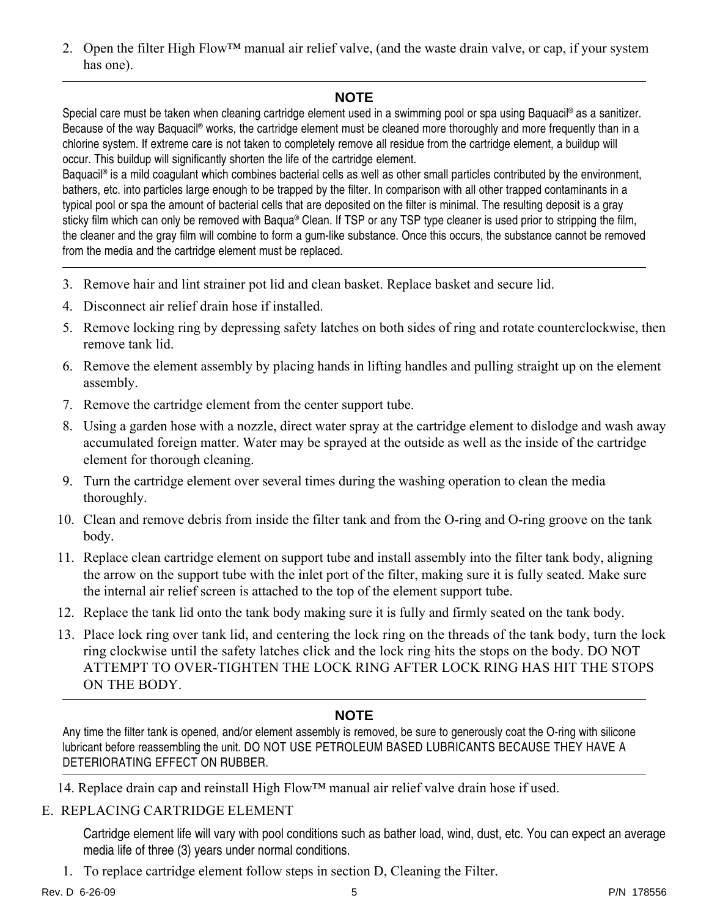2. Open the filter High Flow™ manual air relief valve, (and the waste drain valve, or cap, if your system has one).

---

**NOTE**

Special care must be taken when cleaning cartridge element used in a swimming pool or spa using Baquacil® as a sanitizer. Because of the way Baquacil® works, the cartridge element must be cleaned more thoroughly and more frequently than in a chlorine system. If extreme care is not taken to completely remove all residue from the cartridge element, a buildup will occur. This buildup will significantly shorten the life of the cartridge element.

Baquacil® is a mild coagulant which combines bacterial cells as well as other small particles contributed by the environment, bathers, etc. into particles large enough to be trapped by the filter. In comparison with all other trapped contaminants in a typical pool or spa the amount of bacterial cells that are deposited on the filter is minimal. The resulting deposit is a gray sticky film which can only be removed with Baqua® Clean. If TSP or any TSP type cleaner is used prior to stripping the film, the cleaner and the gray film will combine to form a gum-like substance. Once this occurs, the substance cannot be removed from the media and the cartridge element must be replaced.

---

3. Remove hair and lint strainer pot lid and clean basket. Replace basket and secure lid.
4. Disconnect air relief drain hose if installed.
5. Remove locking ring by depressing safety latches on both sides of ring and rotate counterclockwise, then remove tank lid.
6. Remove the element assembly by placing hands in lifting handles and pulling straight up on the element assembly.
7. Remove the cartridge element from the center support tube.
8. Using a garden hose with a nozzle, direct water spray at the cartridge element to dislodge and wash away accumulated foreign matter. Water may be sprayed at the outside as well as the inside of the cartridge element for thorough cleaning.
9. Turn the cartridge element over several times during the washing operation to clean the media thoroughly.
10. Clean and remove debris from inside the filter tank and from the O-ring and O-ring groove on the tank body.
11. Replace clean cartridge element on support tube and install assembly into the filter tank body, aligning the arrow on the support tube with the inlet port of the filter, making sure it is fully seated. Make sure the internal air relief screen is attached to the top of the element support tube.
12. Replace the tank lid onto the tank body making sure it is fully and firmly seated on the tank body.
13. Place lock ring over tank lid, and centering the lock ring on the threads of the tank body, turn the lock ring clockwise until the safety latches click and the lock ring hits the stops on the body. DO NOT ATTEMPT TO OVER-TIGHTEN THE LOCK RING AFTER LOCK RING HAS HIT THE STOPS ON THE BODY.

---

**NOTE**

Any time the filter tank is opened, and/or element assembly is removed, be sure to generously coat the O-ring with silicone lubricant before reassembling the unit. DO NOT USE PETROLEUM BASED LUBRICANTS BECAUSE THEY HAVE A DETERIORATING EFFECT ON RUBBER.

---

14. Replace drain cap and reinstall High Flow™ manual air relief valve drain hose if used.

E. REPLACING CARTRIDGE ELEMENT

Cartridge element life will vary with pool conditions such as bather load, wind, dust, etc. You can expect an average media life of three (3) years under normal conditions.

1. To replace cartridge element follow steps in section D, Cleaning the Filter.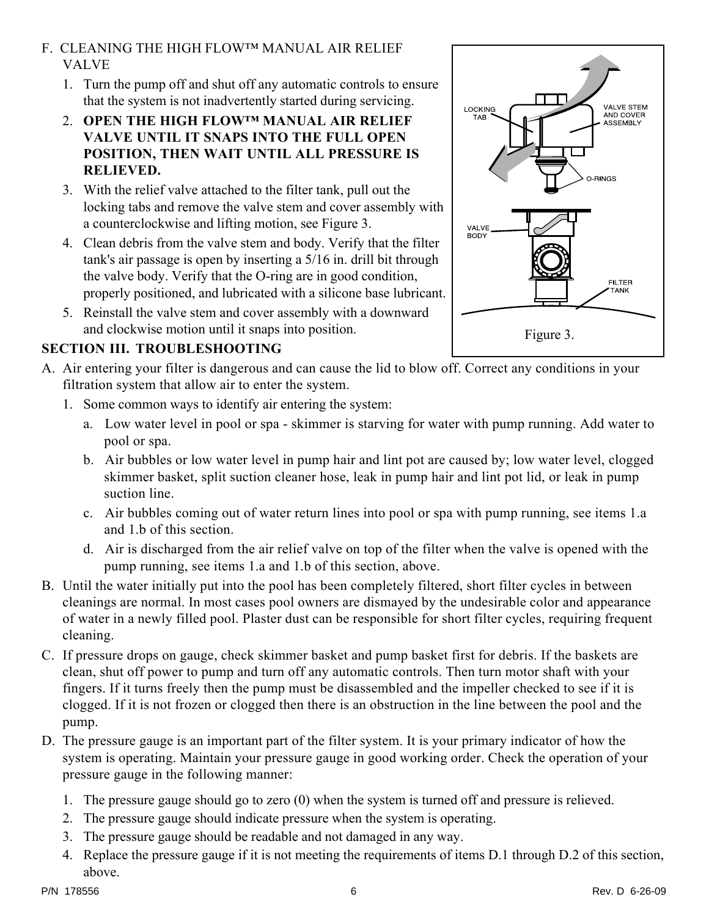F. CLEANING THE HIGH FLOW™ MANUAL AIR RELIEF VALVE

1. Turn the pump off and shut off any automatic controls to ensure that the system is not inadvertently started during servicing.
2. **OPEN THE HIGH FLOW™ MANUAL AIR RELIEF VALVE UNTIL IT SNAPS INTO THE FULL OPEN POSITION, THEN WAIT UNTIL ALL PRESSURE IS RELIEVED.**
3. With the relief valve attached to the filter tank, pull out the locking tabs and remove the valve stem and cover assembly with a counterclockwise and lifting motion, see Figure 3.
4. Clean debris from the valve stem and body. Verify that the filter tank's air passage is open by inserting a 5/16 in. drill bit through the valve body. Verify that the O-ring are in good condition, properly positioned, and lubricated with a silicone base lubricant.
5. Reinstall the valve stem and cover assembly with a downward and clockwise motion until it snaps into position.

Figure 3.

## SECTION III. TROUBLESHOOTING

A. Air entering your filter is dangerous and can cause the lid to blow off. Correct any conditions in your filtration system that allow air to enter the system.

1. Some common ways to identify air entering the system:
   a. Low water level in pool or spa - skimmer is starving for water with pump running. Add water to pool or spa.
   b. Air bubbles or low water level in pump hair and lint pot are caused by; low water level, clogged skimmer basket, split suction cleaner hose, leak in pump hair and lint pot lid, or leak in pump suction line.
   c. Air bubbles coming out of water return lines into pool or spa with pump running, see items 1.a and 1.b of this section.
   d. Air is discharged from the air relief valve on top of the filter when the valve is opened with the pump running, see items 1.a and 1.b of this section, above.

B. Until the water initially put into the pool has been completely filtered, short filter cycles in between cleanings are normal. In most cases pool owners are dismayed by the undesirable color and appearance of water in a newly filled pool. Plaster dust can be responsible for short filter cycles, requiring frequent cleaning.

C. If pressure drops on gauge, check skimmer basket and pump basket first for debris. If the baskets are clean, shut off power to pump and turn off any automatic controls. Then turn motor shaft with your fingers. If it turns freely then the pump must be disassembled and the impeller checked to see if it is clogged. If it is not frozen or clogged then there is an obstruction in the line between the pool and the pump.

D. The pressure gauge is an important part of the filter system. It is your primary indicator of how the system is operating. Maintain your pressure gauge in good working order. Check the operation of your pressure gauge in the following manner:

1. The pressure gauge should go to zero (0) when the system is turned off and pressure is relieved.
2. The pressure gauge should indicate pressure when the system is operating.
3. The pressure gauge should be readable and not damaged in any way.
4. Replace the pressure gauge if it is not meeting the requirements of items D.1 through D.2 of this section, above.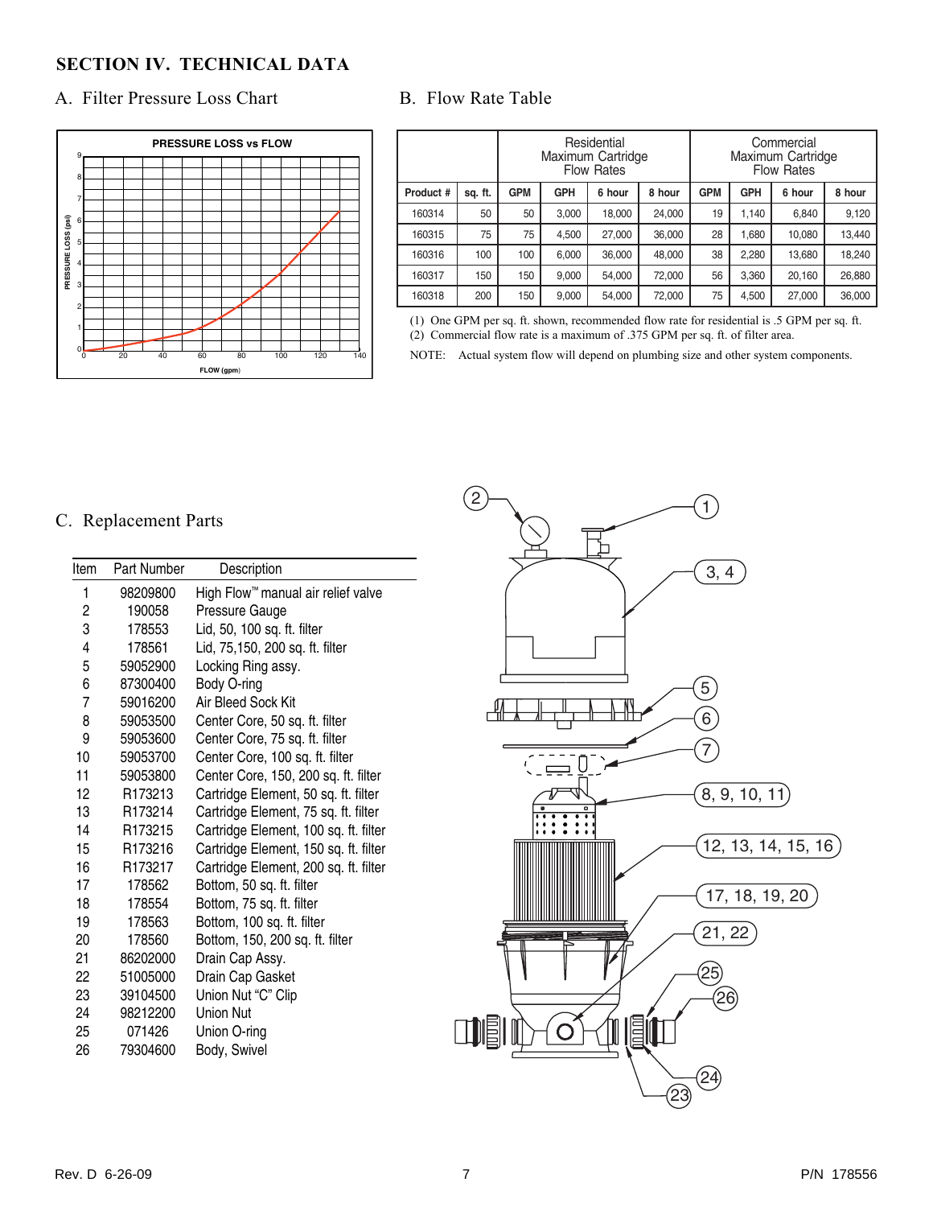# SECTION IV. TECHNICAL DATA

## A. Filter Pressure Loss Chart

PRESSURE LOSS vs FLOW

## B. Flow Rate Table

| | | Residential Maximum Cartridge Flow Rates | | | | Commercial Maximum Cartridge Flow Rates | | | |
|---|---|---|---|---|---|---|---|---|---|
| Product # | sq. ft. | GPM | GPH | 6 hour | 8 hour | GPM | GPH | 6 hour | 8 hour |
| 160314 | 50 | 50 | 3,000 | 18,000 | 24,000 | 19 | 1,140 | 6,840 | 9,120 |
| 160315 | 75 | 75 | 4,500 | 27,000 | 36,000 | 28 | 1,680 | 10,080 | 13,440 |
| 160316 | 100 | 100 | 6,000 | 36,000 | 48,000 | 38 | 2,280 | 13,680 | 18,240 |
| 160317 | 150 | 150 | 9,000 | 54,000 | 72,000 | 56 | 3,360 | 20,160 | 26,880 |
| 160318 | 200 | 150 | 9,000 | 54,000 | 72,000 | 75 | 4,500 | 27,000 | 36,000 |

(1) One GPM per sq. ft. shown, recommended flow rate for residential is .5 GPM per sq. ft.
(2) Commercial flow rate is a maximum of .375 GPM per sq. ft. of filter area.

NOTE: Actual system flow will depend on plumbing size and other system components.

## C. Replacement Parts

| Item | Part Number | Description |
|---|---|---|
| 1 | 98209800 | High Flow™ manual air relief valve |
| 2 | 190058 | Pressure Gauge |
| 3 | 178553 | Lid, 50, 100 sq. ft. filter |
| 4 | 178561 | Lid, 75,150, 200 sq. ft. filter |
| 5 | 59052900 | Locking Ring assy. |
| 6 | 87300400 | Body O-ring |
| 7 | 59016200 | Air Bleed Sock Kit |
| 8 | 59053500 | Center Core, 50 sq. ft. filter |
| 9 | 59053600 | Center Core, 75 sq. ft. filter |
| 10 | 59053700 | Center Core, 100 sq. ft. filter |
| 11 | 59053800 | Center Core, 150, 200 sq. ft. filter |
| 12 | R173213 | Cartridge Element, 50 sq. ft. filter |
| 13 | R173214 | Cartridge Element, 75 sq. ft. filter |
| 14 | R173215 | Cartridge Element, 100 sq. ft. filter |
| 15 | R173216 | Cartridge Element, 150 sq. ft. filter |
| 16 | R173217 | Cartridge Element, 200 sq. ft. filter |
| 17 | 178562 | Bottom, 50 sq. ft. filter |
| 18 | 178554 | Bottom, 75 sq. ft. filter |
| 19 | 178563 | Bottom, 100 sq. ft. filter |
| 20 | 178560 | Bottom, 150, 200 sq. ft. filter |
| 21 | 86202000 | Drain Cap Assy. |
| 22 | 51005000 | Drain Cap Gasket |
| 23 | 39104500 | Union Nut "C" Clip |
| 24 | 98212200 | Union Nut |
| 25 | 071426 | Union O-ring |
| 26 | 79304600 | Body, Swivel |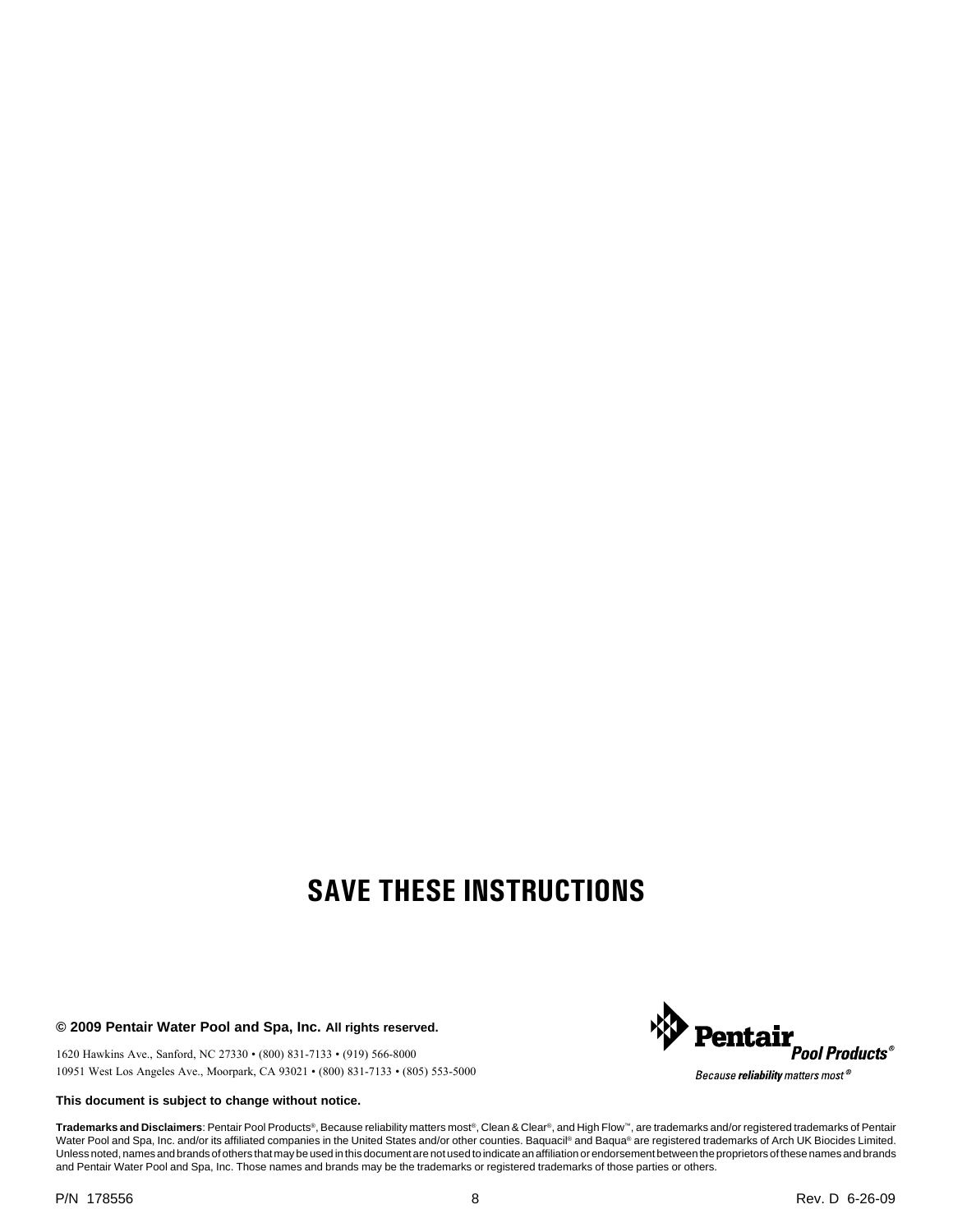# SAVE THESE INSTRUCTIONS

**© 2009 Pentair Water Pool and Spa, Inc. All rights reserved.**

1620 Hawkins Ave., Sanford, NC 27330 • (800) 831-7133 • (919) 566-8000
10951 West Los Angeles Ave., Moorpark, CA 93021 • (800) 831-7133 • (805) 553-5000

**Pentair** *Pool Products®*

*Because **reliability** matters most®*

**This document is subject to change without notice.**

**Trademarks and Disclaimers**: Pentair Pool Products®, Because reliability matters most®, Clean & Clear®, and High Flow™, are trademarks and/or registered trademarks of Pentair Water Pool and Spa, Inc. and/or its affiliated companies in the United States and/or other counties. Baquacil® and Baqua® are registered trademarks of Arch UK Biocides Limited. Unless noted, names and brands of others that may be used in this document are not used to indicate an affiliation or endorsement between the proprietors of these names and brands and Pentair Water Pool and Spa, Inc. Those names and brands may be the trademarks or registered trademarks of those parties or others.

P/N 178556

Rev. D 6-26-09